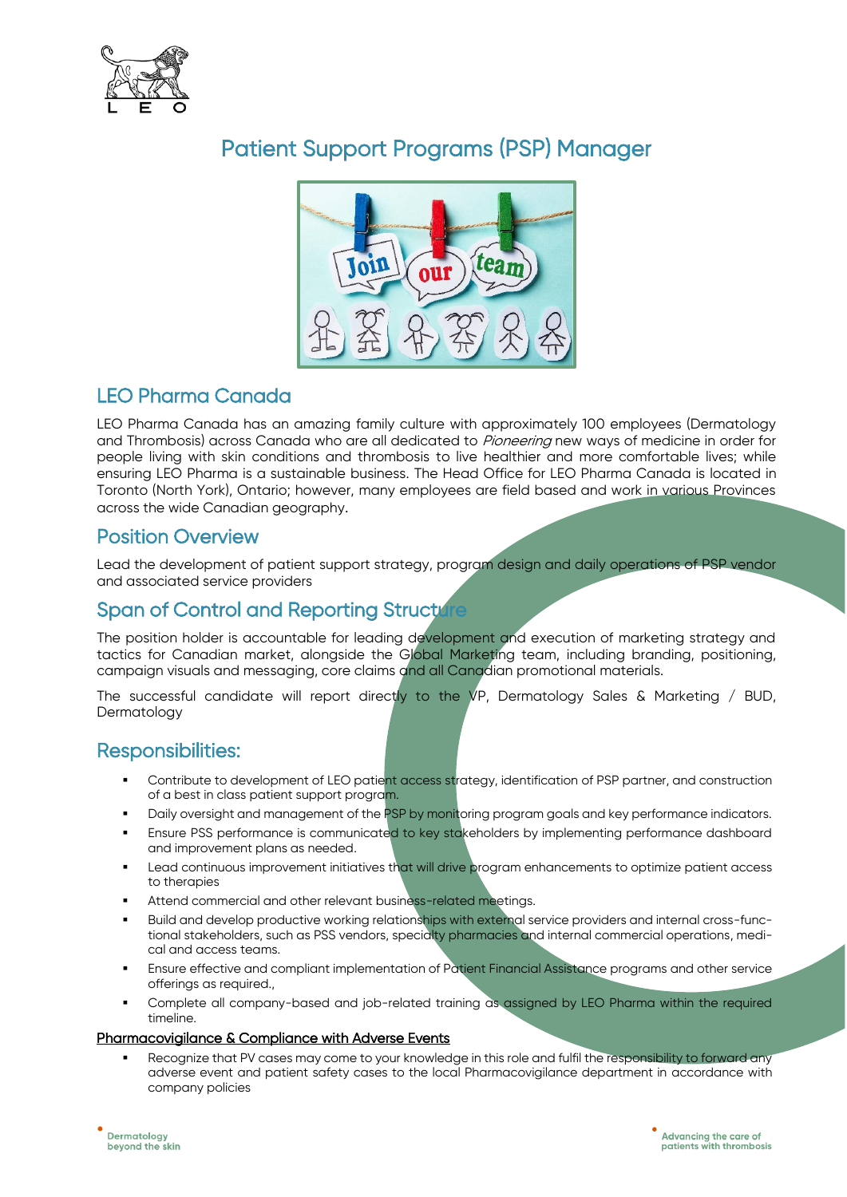# Patient Support Programs (PSP) Manager

## LEO Pharma Canada

LEO Pharma Canada has an amazing family culture with approximately 100 employees (Dermatology and Thrombosis) across Canada who are all dedicated to *Pioneering* new ways of medicine in order for people living with skin conditions and thrombosis to live healthier and more comfortable lives; while ensuring LEO Pharma is a sustainable business. The Head Office for LEO Pharma Canada is located in Toronto (North York), Ontario; however, many employees are field based and work in various Provinces across the wide Canadian geography.

## Position Overview

Lead the development of patient support strategy, program design and daily operations of PSP vendor and associated service providers

## Span of Control and Reporting Structure

The position holder is accountable for leading development and execution of marketing strategy and tactics for Canadian market, alongside the Global Marketing team, including branding, positioning, campaign visuals and messaging, core claims and all Canadian promotional materials.

The successful candidate will report directly to the VP, Dermatology Sales & Marketing / BUD, Dermatology

## Responsibilities:

- Contribute to development of LEO patient access strategy, identification of PSP partner, and construction of a best in class patient support program.
- Daily oversight and management of the PSP by monitoring program goals and key performance indicators.
- Ensure PSS performance is communicated to key stakeholders by implementing performance dashboard and improvement plans as needed.
- Lead continuous improvement initiatives that will drive program enhancements to optimize patient access to therapies
- Attend commercial and other relevant business-related meetings.
- Build and develop productive working relationships with external service providers and internal cross-functional stakeholders, such as PSS vendors, specialty pharmacies and internal commercial operations, medical and access teams.
- Ensure effective and compliant implementation of Patient Financial Assistance programs and other service offerings as required.,
- Complete all company-based and job-related training as assigned by LEO Pharma within the required timeline.

<u>Pharmacovigilance & Compliance with Adverse Events</u>

- Recognize that PV cases may come to your knowledge in this role and fulfil the responsibility to forward any adverse event and patient safety cases to the local Pharmacovigilance department in accordance with company policies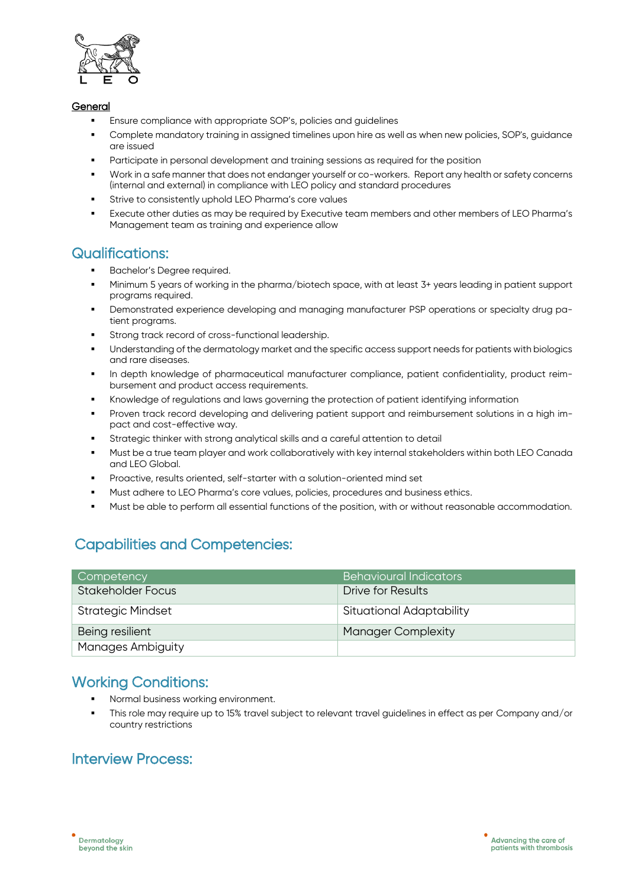**General**

- Ensure compliance with appropriate SOP's, policies and guidelines
- Complete mandatory training in assigned timelines upon hire as well as when new policies, SOP's, guidance are issued
- Participate in personal development and training sessions as required for the position
- Work in a safe manner that does not endanger yourself or co-workers. Report any health or safety concerns (internal and external) in compliance with LEO policy and standard procedures
- Strive to consistently uphold LEO Pharma's core values
- Execute other duties as may be required by Executive team members and other members of LEO Pharma's Management team as training and experience allow

## Qualifications:

- Bachelor's Degree required.
- Minimum 5 years of working in the pharma/biotech space, with at least 3+ years leading in patient support programs required.
- Demonstrated experience developing and managing manufacturer PSP operations or specialty drug patient programs.
- Strong track record of cross-functional leadership.
- Understanding of the dermatology market and the specific access support needs for patients with biologics and rare diseases.
- In depth knowledge of pharmaceutical manufacturer compliance, patient confidentiality, product reimbursement and product access requirements.
- Knowledge of regulations and laws governing the protection of patient identifying information
- Proven track record developing and delivering patient support and reimbursement solutions in a high impact and cost-effective way.
- Strategic thinker with strong analytical skills and a careful attention to detail
- Must be a true team player and work collaboratively with key internal stakeholders within both LEO Canada and LEO Global.
- Proactive, results oriented, self-starter with a solution-oriented mind set
- Must adhere to LEO Pharma's core values, policies, procedures and business ethics.
- Must be able to perform all essential functions of the position, with or without reasonable accommodation.

## Capabilities and Competencies:

| Competency | Behavioural Indicators |
|---|---|
| Stakeholder Focus | Drive for Results |
| Strategic Mindset | Situational Adaptability |
| Being resilient | Manager Complexity |
| Manages Ambiguity | |

## Working Conditions:

- Normal business working environment.
- This role may require up to 15% travel subject to relevant travel guidelines in effect as per Company and/or country restrictions

## Interview Process: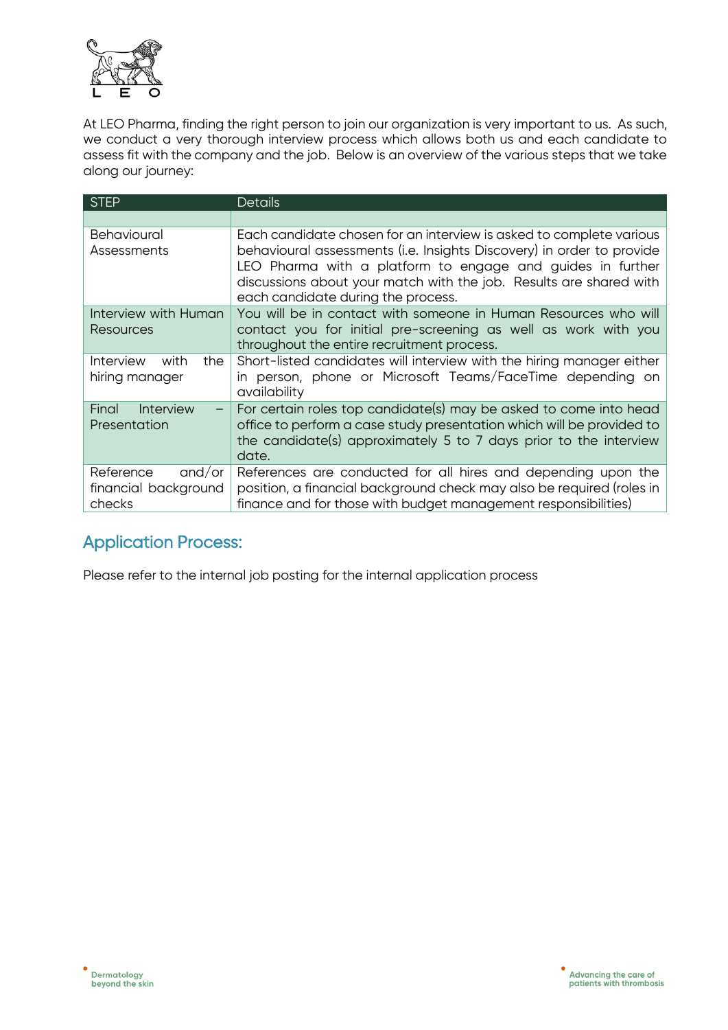At LEO Pharma, finding the right person to join our organization is very important to us. As such, we conduct a very thorough interview process which allows both us and each candidate to assess fit with the company and the job. Below is an overview of the various steps that we take along our journey:

| STEP | Details |
| --- | --- |
| | |
| Behavioural Assessments | Each candidate chosen for an interview is asked to complete various behavioural assessments (i.e. Insights Discovery) in order to provide LEO Pharma with a platform to engage and guides in further discussions about your match with the job. Results are shared with each candidate during the process. |
| Interview with Human Resources | You will be in contact with someone in Human Resources who will contact you for initial pre-screening as well as work with you throughout the entire recruitment process. |
| Interview with the hiring manager | Short-listed candidates will interview with the hiring manager either in person, phone or Microsoft Teams/FaceTime depending on availability |
| Final Interview – Presentation | For certain roles top candidate(s) may be asked to come into head office to perform a case study presentation which will be provided to the candidate(s) approximately 5 to 7 days prior to the interview date. |
| Reference and/or financial background checks | References are conducted for all hires and depending upon the position, a financial background check may also be required (roles in finance and for those with budget management responsibilities) |

## Application Process:

Please refer to the internal job posting for the internal application process